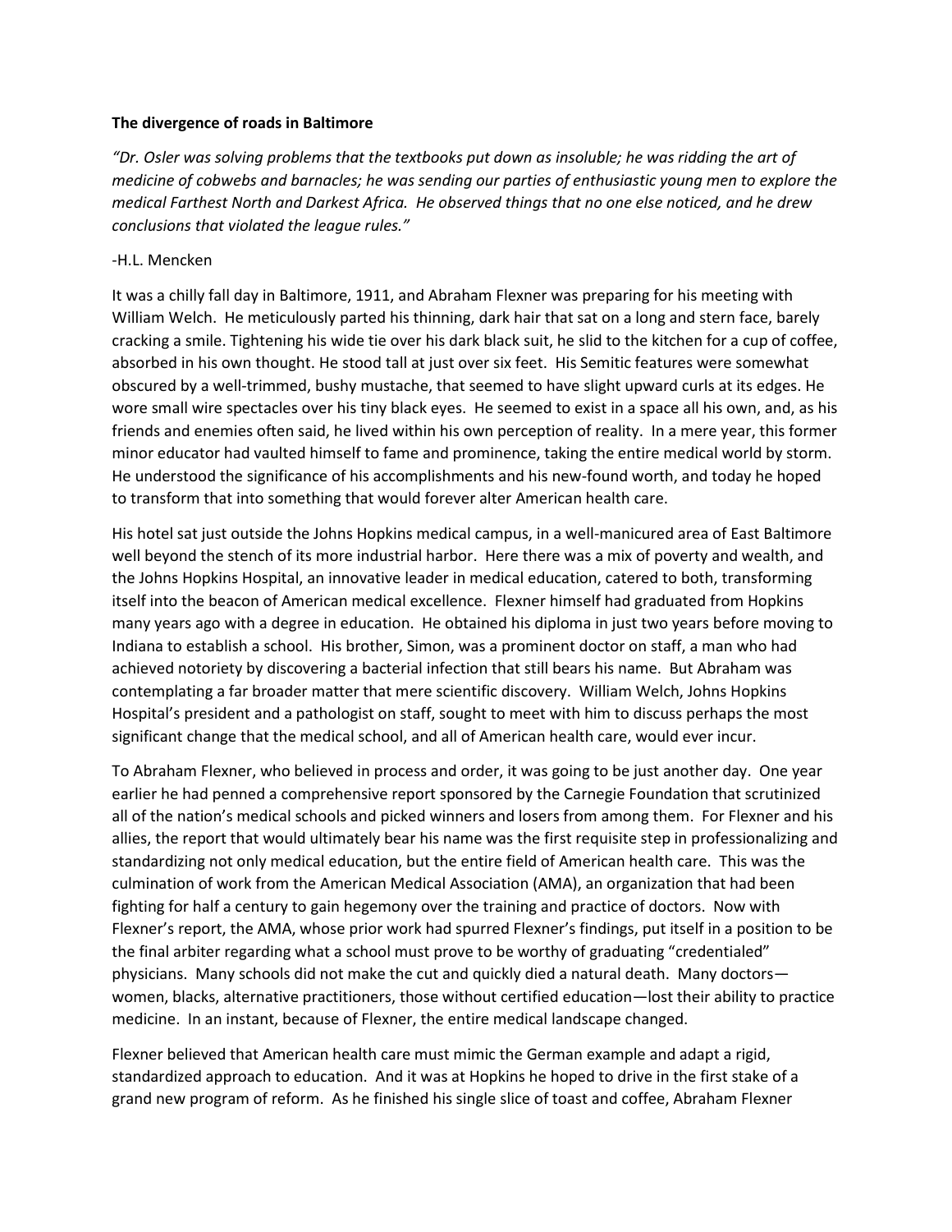**The divergence of roads in Baltimore**

*"Dr. Osler was solving problems that the textbooks put down as insoluble; he was ridding the art of medicine of cobwebs and barnacles; he was sending our parties of enthusiastic young men to explore the medical Farthest North and Darkest Africa. He observed things that no one else noticed, and he drew conclusions that violated the league rules."*

-H.L. Mencken

It was a chilly fall day in Baltimore, 1911, and Abraham Flexner was preparing for his meeting with William Welch. He meticulously parted his thinning, dark hair that sat on a long and stern face, barely cracking a smile. Tightening his wide tie over his dark black suit, he slid to the kitchen for a cup of coffee, absorbed in his own thought. He stood tall at just over six feet. His Semitic features were somewhat obscured by a well-trimmed, bushy mustache, that seemed to have slight upward curls at its edges. He wore small wire spectacles over his tiny black eyes. He seemed to exist in a space all his own, and, as his friends and enemies often said, he lived within his own perception of reality. In a mere year, this former minor educator had vaulted himself to fame and prominence, taking the entire medical world by storm. He understood the significance of his accomplishments and his new-found worth, and today he hoped to transform that into something that would forever alter American health care.

His hotel sat just outside the Johns Hopkins medical campus, in a well-manicured area of East Baltimore well beyond the stench of its more industrial harbor. Here there was a mix of poverty and wealth, and the Johns Hopkins Hospital, an innovative leader in medical education, catered to both, transforming itself into the beacon of American medical excellence. Flexner himself had graduated from Hopkins many years ago with a degree in education. He obtained his diploma in just two years before moving to Indiana to establish a school. His brother, Simon, was a prominent doctor on staff, a man who had achieved notoriety by discovering a bacterial infection that still bears his name. But Abraham was contemplating a far broader matter that mere scientific discovery. William Welch, Johns Hopkins Hospital's president and a pathologist on staff, sought to meet with him to discuss perhaps the most significant change that the medical school, and all of American health care, would ever incur.

To Abraham Flexner, who believed in process and order, it was going to be just another day. One year earlier he had penned a comprehensive report sponsored by the Carnegie Foundation that scrutinized all of the nation's medical schools and picked winners and losers from among them. For Flexner and his allies, the report that would ultimately bear his name was the first requisite step in professionalizing and standardizing not only medical education, but the entire field of American health care. This was the culmination of work from the American Medical Association (AMA), an organization that had been fighting for half a century to gain hegemony over the training and practice of doctors. Now with Flexner's report, the AMA, whose prior work had spurred Flexner's findings, put itself in a position to be the final arbiter regarding what a school must prove to be worthy of graduating "credentialed" physicians. Many schools did not make the cut and quickly died a natural death. Many doctors—women, blacks, alternative practitioners, those without certified education—lost their ability to practice medicine. In an instant, because of Flexner, the entire medical landscape changed.

Flexner believed that American health care must mimic the German example and adapt a rigid, standardized approach to education. And it was at Hopkins he hoped to drive in the first stake of a grand new program of reform. As he finished his single slice of toast and coffee, Abraham Flexner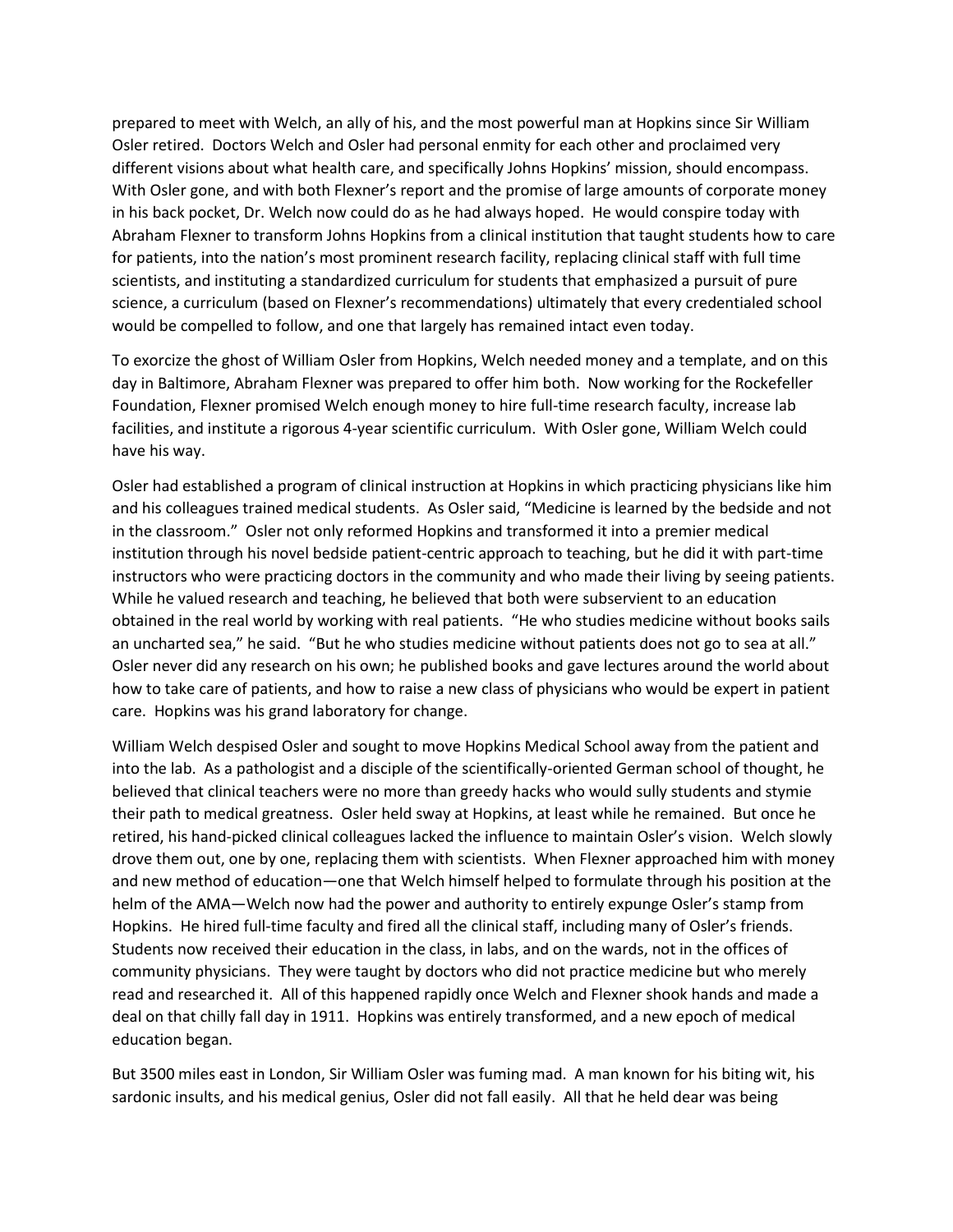prepared to meet with Welch, an ally of his, and the most powerful man at Hopkins since Sir William Osler retired. Doctors Welch and Osler had personal enmity for each other and proclaimed very different visions about what health care, and specifically Johns Hopkins' mission, should encompass. With Osler gone, and with both Flexner's report and the promise of large amounts of corporate money in his back pocket, Dr. Welch now could do as he had always hoped. He would conspire today with Abraham Flexner to transform Johns Hopkins from a clinical institution that taught students how to care for patients, into the nation's most prominent research facility, replacing clinical staff with full time scientists, and instituting a standardized curriculum for students that emphasized a pursuit of pure science, a curriculum (based on Flexner's recommendations) ultimately that every credentialed school would be compelled to follow, and one that largely has remained intact even today.

To exorcize the ghost of William Osler from Hopkins, Welch needed money and a template, and on this day in Baltimore, Abraham Flexner was prepared to offer him both. Now working for the Rockefeller Foundation, Flexner promised Welch enough money to hire full-time research faculty, increase lab facilities, and institute a rigorous 4-year scientific curriculum. With Osler gone, William Welch could have his way.

Osler had established a program of clinical instruction at Hopkins in which practicing physicians like him and his colleagues trained medical students. As Osler said, "Medicine is learned by the bedside and not in the classroom." Osler not only reformed Hopkins and transformed it into a premier medical institution through his novel bedside patient-centric approach to teaching, but he did it with part-time instructors who were practicing doctors in the community and who made their living by seeing patients. While he valued research and teaching, he believed that both were subservient to an education obtained in the real world by working with real patients. "He who studies medicine without books sails an uncharted sea," he said. "But he who studies medicine without patients does not go to sea at all." Osler never did any research on his own; he published books and gave lectures around the world about how to take care of patients, and how to raise a new class of physicians who would be expert in patient care. Hopkins was his grand laboratory for change.

William Welch despised Osler and sought to move Hopkins Medical School away from the patient and into the lab. As a pathologist and a disciple of the scientifically-oriented German school of thought, he believed that clinical teachers were no more than greedy hacks who would sully students and stymie their path to medical greatness. Osler held sway at Hopkins, at least while he remained. But once he retired, his hand-picked clinical colleagues lacked the influence to maintain Osler's vision. Welch slowly drove them out, one by one, replacing them with scientists. When Flexner approached him with money and new method of education—one that Welch himself helped to formulate through his position at the helm of the AMA—Welch now had the power and authority to entirely expunge Osler's stamp from Hopkins. He hired full-time faculty and fired all the clinical staff, including many of Osler's friends. Students now received their education in the class, in labs, and on the wards, not in the offices of community physicians. They were taught by doctors who did not practice medicine but who merely read and researched it. All of this happened rapidly once Welch and Flexner shook hands and made a deal on that chilly fall day in 1911. Hopkins was entirely transformed, and a new epoch of medical education began.

But 3500 miles east in London, Sir William Osler was fuming mad. A man known for his biting wit, his sardonic insults, and his medical genius, Osler did not fall easily. All that he held dear was being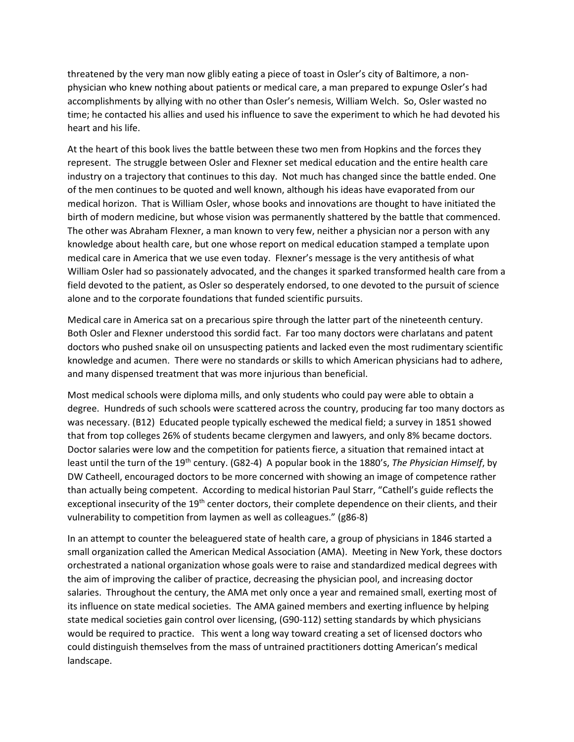threatened by the very man now glibly eating a piece of toast in Osler's city of Baltimore, a non-physician who knew nothing about patients or medical care, a man prepared to expunge Osler's had accomplishments by allying with no other than Osler's nemesis, William Welch. So, Osler wasted no time; he contacted his allies and used his influence to save the experiment to which he had devoted his heart and his life.

At the heart of this book lives the battle between these two men from Hopkins and the forces they represent. The struggle between Osler and Flexner set medical education and the entire health care industry on a trajectory that continues to this day. Not much has changed since the battle ended. One of the men continues to be quoted and well known, although his ideas have evaporated from our medical horizon. That is William Osler, whose books and innovations are thought to have initiated the birth of modern medicine, but whose vision was permanently shattered by the battle that commenced. The other was Abraham Flexner, a man known to very few, neither a physician nor a person with any knowledge about health care, but one whose report on medical education stamped a template upon medical care in America that we use even today. Flexner's message is the very antithesis of what William Osler had so passionately advocated, and the changes it sparked transformed health care from a field devoted to the patient, as Osler so desperately endorsed, to one devoted to the pursuit of science alone and to the corporate foundations that funded scientific pursuits.

Medical care in America sat on a precarious spire through the latter part of the nineteenth century. Both Osler and Flexner understood this sordid fact. Far too many doctors were charlatans and patent doctors who pushed snake oil on unsuspecting patients and lacked even the most rudimentary scientific knowledge and acumen. There were no standards or skills to which American physicians had to adhere, and many dispensed treatment that was more injurious than beneficial.

Most medical schools were diploma mills, and only students who could pay were able to obtain a degree. Hundreds of such schools were scattered across the country, producing far too many doctors as was necessary. (B12) Educated people typically eschewed the medical field; a survey in 1851 showed that from top colleges 26% of students became clergymen and lawyers, and only 8% became doctors. Doctor salaries were low and the competition for patients fierce, a situation that remained intact at least until the turn of the 19th century. (G82-4) A popular book in the 1880's, *The Physician Himself*, by DW Catheell, encouraged doctors to be more concerned with showing an image of competence rather than actually being competent. According to medical historian Paul Starr, "Cathell's guide reflects the exceptional insecurity of the 19th center doctors, their complete dependence on their clients, and their vulnerability to competition from laymen as well as colleagues." (g86-8)

In an attempt to counter the beleaguered state of health care, a group of physicians in 1846 started a small organization called the American Medical Association (AMA). Meeting in New York, these doctors orchestrated a national organization whose goals were to raise and standardized medical degrees with the aim of improving the caliber of practice, decreasing the physician pool, and increasing doctor salaries. Throughout the century, the AMA met only once a year and remained small, exerting most of its influence on state medical societies. The AMA gained members and exerting influence by helping state medical societies gain control over licensing, (G90-112) setting standards by which physicians would be required to practice. This went a long way toward creating a set of licensed doctors who could distinguish themselves from the mass of untrained practitioners dotting American's medical landscape.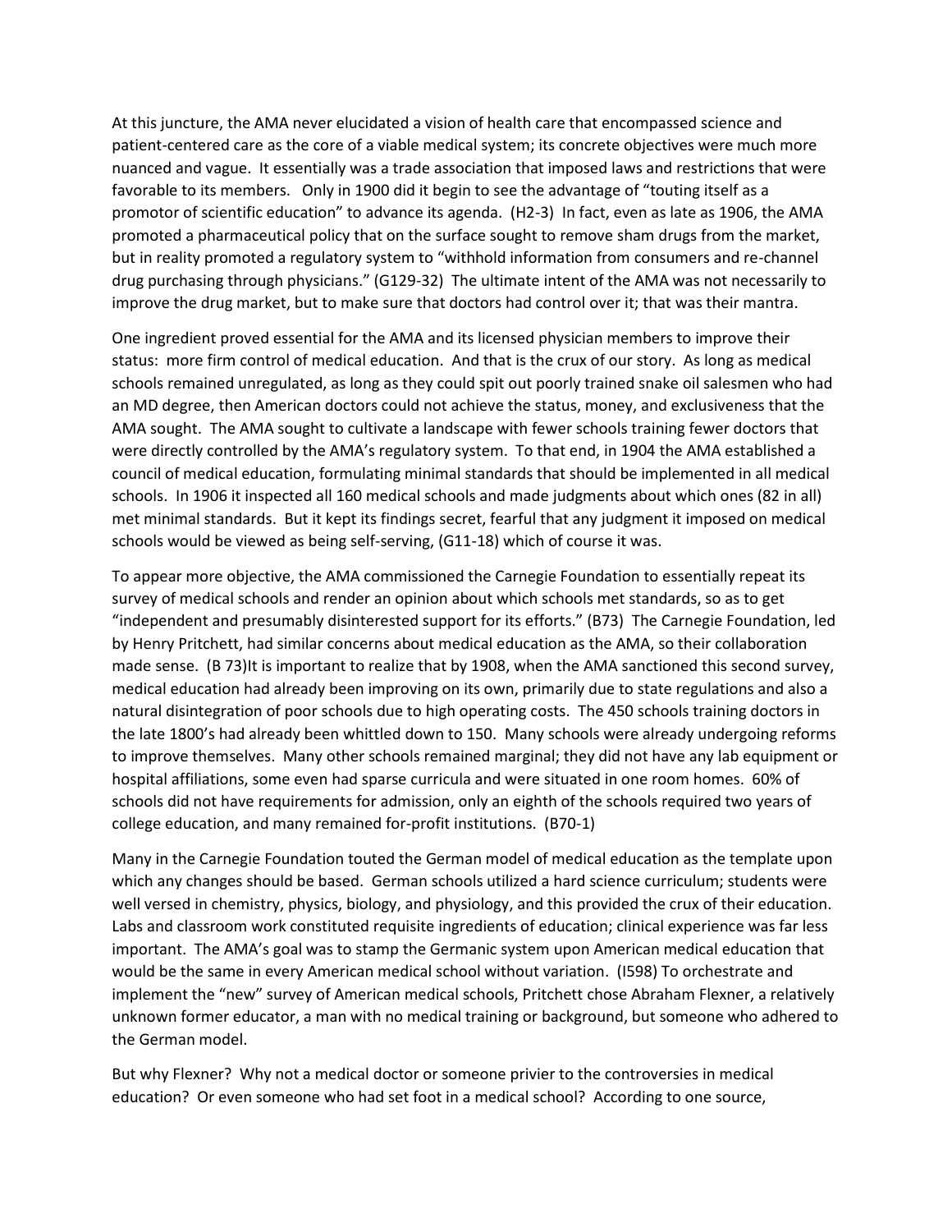At this juncture, the AMA never elucidated a vision of health care that encompassed science and patient-centered care as the core of a viable medical system; its concrete objectives were much more nuanced and vague. It essentially was a trade association that imposed laws and restrictions that were favorable to its members. Only in 1900 did it begin to see the advantage of "touting itself as a promotor of scientific education" to advance its agenda. (H2-3) In fact, even as late as 1906, the AMA promoted a pharmaceutical policy that on the surface sought to remove sham drugs from the market, but in reality promoted a regulatory system to "withhold information from consumers and re-channel drug purchasing through physicians." (G129-32) The ultimate intent of the AMA was not necessarily to improve the drug market, but to make sure that doctors had control over it; that was their mantra.

One ingredient proved essential for the AMA and its licensed physician members to improve their status: more firm control of medical education. And that is the crux of our story. As long as medical schools remained unregulated, as long as they could spit out poorly trained snake oil salesmen who had an MD degree, then American doctors could not achieve the status, money, and exclusiveness that the AMA sought. The AMA sought to cultivate a landscape with fewer schools training fewer doctors that were directly controlled by the AMA's regulatory system. To that end, in 1904 the AMA established a council of medical education, formulating minimal standards that should be implemented in all medical schools. In 1906 it inspected all 160 medical schools and made judgments about which ones (82 in all) met minimal standards. But it kept its findings secret, fearful that any judgment it imposed on medical schools would be viewed as being self-serving, (G11-18) which of course it was.

To appear more objective, the AMA commissioned the Carnegie Foundation to essentially repeat its survey of medical schools and render an opinion about which schools met standards, so as to get "independent and presumably disinterested support for its efforts." (B73) The Carnegie Foundation, led by Henry Pritchett, had similar concerns about medical education as the AMA, so their collaboration made sense. (B 73)It is important to realize that by 1908, when the AMA sanctioned this second survey, medical education had already been improving on its own, primarily due to state regulations and also a natural disintegration of poor schools due to high operating costs. The 450 schools training doctors in the late 1800's had already been whittled down to 150. Many schools were already undergoing reforms to improve themselves. Many other schools remained marginal; they did not have any lab equipment or hospital affiliations, some even had sparse curricula and were situated in one room homes. 60% of schools did not have requirements for admission, only an eighth of the schools required two years of college education, and many remained for-profit institutions. (B70-1)

Many in the Carnegie Foundation touted the German model of medical education as the template upon which any changes should be based. German schools utilized a hard science curriculum; students were well versed in chemistry, physics, biology, and physiology, and this provided the crux of their education. Labs and classroom work constituted requisite ingredients of education; clinical experience was far less important. The AMA's goal was to stamp the Germanic system upon American medical education that would be the same in every American medical school without variation. (I598) To orchestrate and implement the "new" survey of American medical schools, Pritchett chose Abraham Flexner, a relatively unknown former educator, a man with no medical training or background, but someone who adhered to the German model.

But why Flexner? Why not a medical doctor or someone privier to the controversies in medical education? Or even someone who had set foot in a medical school? According to one source,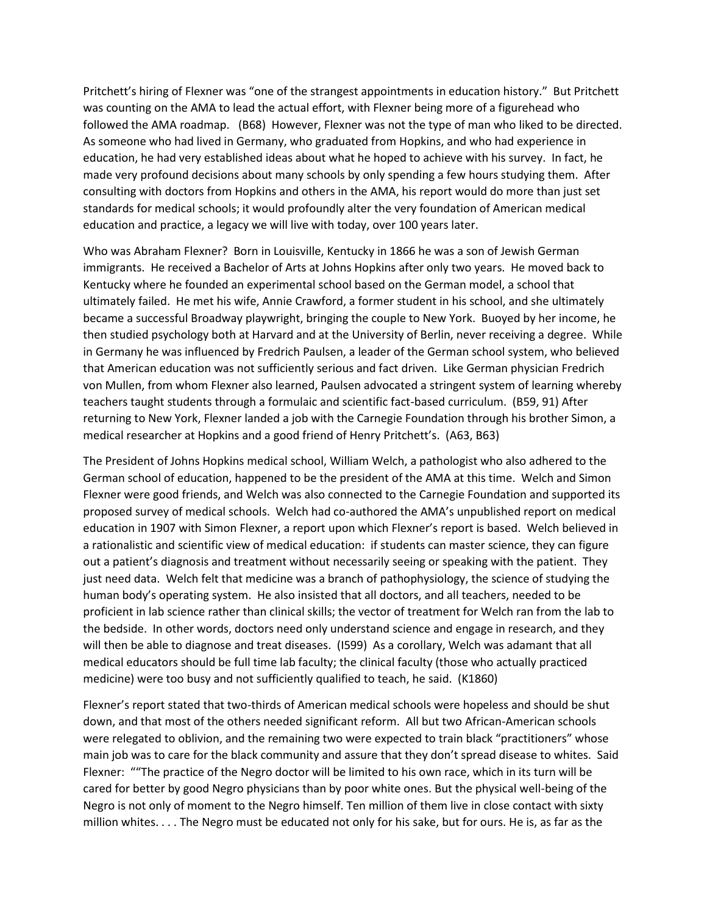Pritchett's hiring of Flexner was "one of the strangest appointments in education history." But Pritchett was counting on the AMA to lead the actual effort, with Flexner being more of a figurehead who followed the AMA roadmap. (B68) However, Flexner was not the type of man who liked to be directed. As someone who had lived in Germany, who graduated from Hopkins, and who had experience in education, he had very established ideas about what he hoped to achieve with his survey. In fact, he made very profound decisions about many schools by only spending a few hours studying them. After consulting with doctors from Hopkins and others in the AMA, his report would do more than just set standards for medical schools; it would profoundly alter the very foundation of American medical education and practice, a legacy we will live with today, over 100 years later.

Who was Abraham Flexner? Born in Louisville, Kentucky in 1866 he was a son of Jewish German immigrants. He received a Bachelor of Arts at Johns Hopkins after only two years. He moved back to Kentucky where he founded an experimental school based on the German model, a school that ultimately failed. He met his wife, Annie Crawford, a former student in his school, and she ultimately became a successful Broadway playwright, bringing the couple to New York. Buoyed by her income, he then studied psychology both at Harvard and at the University of Berlin, never receiving a degree. While in Germany he was influenced by Fredrich Paulsen, a leader of the German school system, who believed that American education was not sufficiently serious and fact driven. Like German physician Fredrich von Mullen, from whom Flexner also learned, Paulsen advocated a stringent system of learning whereby teachers taught students through a formulaic and scientific fact-based curriculum. (B59, 91) After returning to New York, Flexner landed a job with the Carnegie Foundation through his brother Simon, a medical researcher at Hopkins and a good friend of Henry Pritchett's. (A63, B63)

The President of Johns Hopkins medical school, William Welch, a pathologist who also adhered to the German school of education, happened to be the president of the AMA at this time. Welch and Simon Flexner were good friends, and Welch was also connected to the Carnegie Foundation and supported its proposed survey of medical schools. Welch had co-authored the AMA's unpublished report on medical education in 1907 with Simon Flexner, a report upon which Flexner's report is based. Welch believed in a rationalistic and scientific view of medical education: if students can master science, they can figure out a patient's diagnosis and treatment without necessarily seeing or speaking with the patient. They just need data. Welch felt that medicine was a branch of pathophysiology, the science of studying the human body's operating system. He also insisted that all doctors, and all teachers, needed to be proficient in lab science rather than clinical skills; the vector of treatment for Welch ran from the lab to the bedside. In other words, doctors need only understand science and engage in research, and they will then be able to diagnose and treat diseases. (I599) As a corollary, Welch was adamant that all medical educators should be full time lab faculty; the clinical faculty (those who actually practiced medicine) were too busy and not sufficiently qualified to teach, he said. (K1860)

Flexner's report stated that two-thirds of American medical schools were hopeless and should be shut down, and that most of the others needed significant reform. All but two African-American schools were relegated to oblivion, and the remaining two were expected to train black "practitioners" whose main job was to care for the black community and assure that they don't spread disease to whites. Said Flexner: ""The practice of the Negro doctor will be limited to his own race, which in its turn will be cared for better by good Negro physicians than by poor white ones. But the physical well-being of the Negro is not only of moment to the Negro himself. Ten million of them live in close contact with sixty million whites. . . . The Negro must be educated not only for his sake, but for ours. He is, as far as the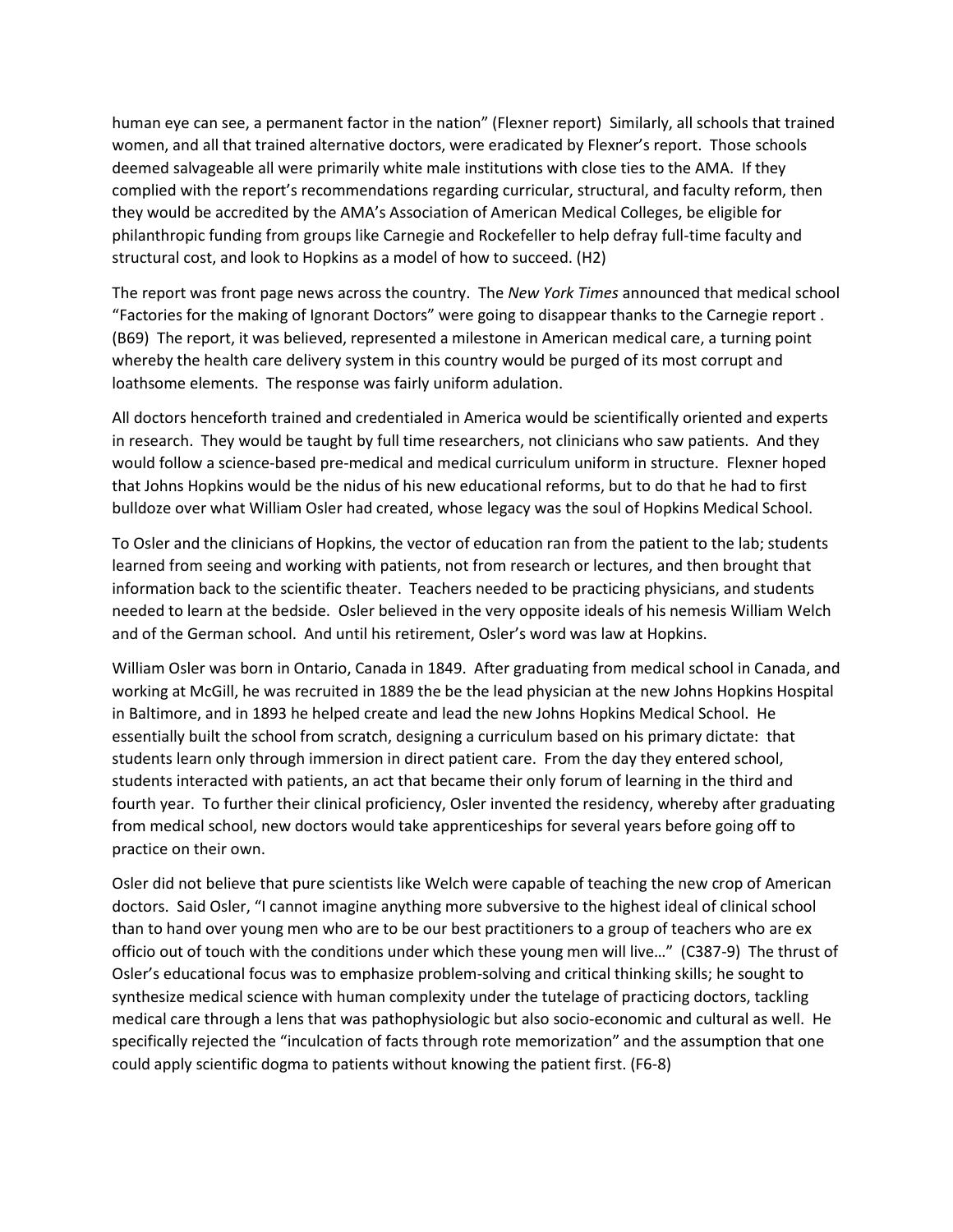human eye can see, a permanent factor in the nation" (Flexner report) Similarly, all schools that trained women, and all that trained alternative doctors, were eradicated by Flexner's report. Those schools deemed salvageable all were primarily white male institutions with close ties to the AMA. If they complied with the report's recommendations regarding curricular, structural, and faculty reform, then they would be accredited by the AMA's Association of American Medical Colleges, be eligible for philanthropic funding from groups like Carnegie and Rockefeller to help defray full-time faculty and structural cost, and look to Hopkins as a model of how to succeed. (H2)

The report was front page news across the country. The *New York Times* announced that medical school "Factories for the making of Ignorant Doctors" were going to disappear thanks to the Carnegie report . (B69) The report, it was believed, represented a milestone in American medical care, a turning point whereby the health care delivery system in this country would be purged of its most corrupt and loathsome elements. The response was fairly uniform adulation.

All doctors henceforth trained and credentialed in America would be scientifically oriented and experts in research. They would be taught by full time researchers, not clinicians who saw patients. And they would follow a science-based pre-medical and medical curriculum uniform in structure. Flexner hoped that Johns Hopkins would be the nidus of his new educational reforms, but to do that he had to first bulldoze over what William Osler had created, whose legacy was the soul of Hopkins Medical School.

To Osler and the clinicians of Hopkins, the vector of education ran from the patient to the lab; students learned from seeing and working with patients, not from research or lectures, and then brought that information back to the scientific theater. Teachers needed to be practicing physicians, and students needed to learn at the bedside. Osler believed in the very opposite ideals of his nemesis William Welch and of the German school. And until his retirement, Osler's word was law at Hopkins.

William Osler was born in Ontario, Canada in 1849. After graduating from medical school in Canada, and working at McGill, he was recruited in 1889 the be the lead physician at the new Johns Hopkins Hospital in Baltimore, and in 1893 he helped create and lead the new Johns Hopkins Medical School. He essentially built the school from scratch, designing a curriculum based on his primary dictate: that students learn only through immersion in direct patient care. From the day they entered school, students interacted with patients, an act that became their only forum of learning in the third and fourth year. To further their clinical proficiency, Osler invented the residency, whereby after graduating from medical school, new doctors would take apprenticeships for several years before going off to practice on their own.

Osler did not believe that pure scientists like Welch were capable of teaching the new crop of American doctors. Said Osler, "I cannot imagine anything more subversive to the highest ideal of clinical school than to hand over young men who are to be our best practitioners to a group of teachers who are ex officio out of touch with the conditions under which these young men will live…" (C387-9) The thrust of Osler's educational focus was to emphasize problem-solving and critical thinking skills; he sought to synthesize medical science with human complexity under the tutelage of practicing doctors, tackling medical care through a lens that was pathophysiologic but also socio-economic and cultural as well. He specifically rejected the "inculcation of facts through rote memorization" and the assumption that one could apply scientific dogma to patients without knowing the patient first. (F6-8)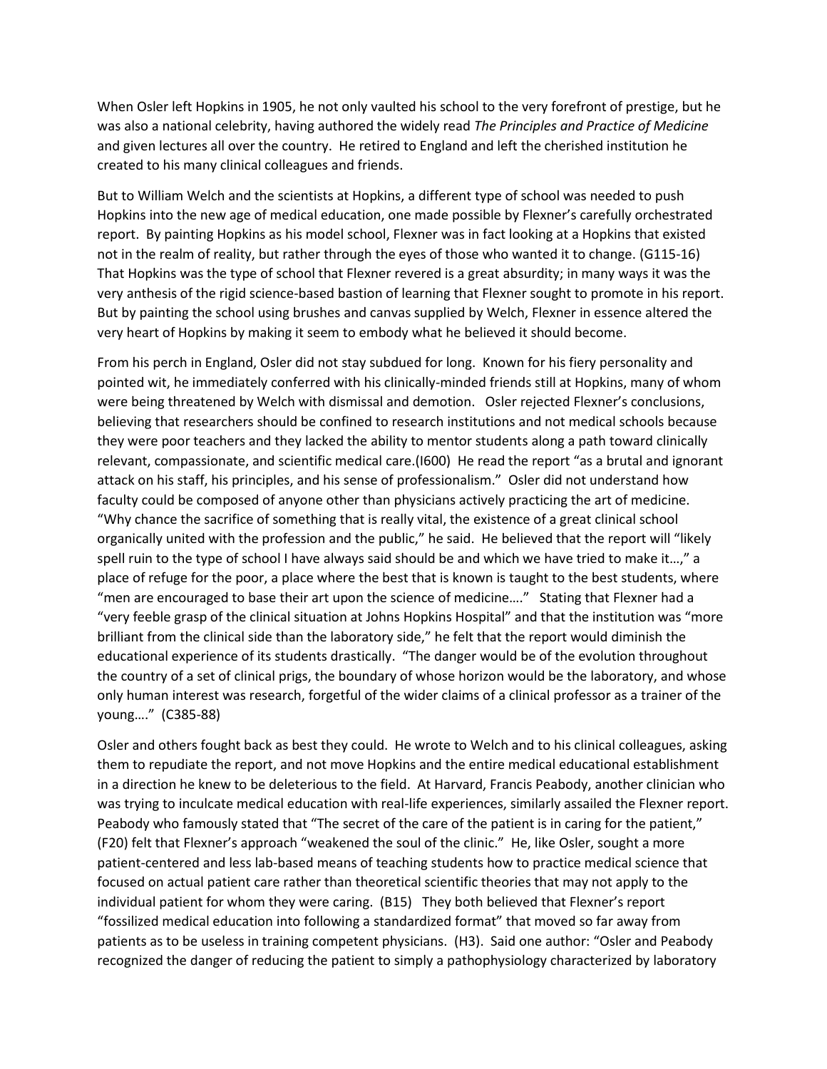When Osler left Hopkins in 1905, he not only vaulted his school to the very forefront of prestige, but he was also a national celebrity, having authored the widely read *The Principles and Practice of Medicine* and given lectures all over the country. He retired to England and left the cherished institution he created to his many clinical colleagues and friends.

But to William Welch and the scientists at Hopkins, a different type of school was needed to push Hopkins into the new age of medical education, one made possible by Flexner's carefully orchestrated report. By painting Hopkins as his model school, Flexner was in fact looking at a Hopkins that existed not in the realm of reality, but rather through the eyes of those who wanted it to change. (G115-16) That Hopkins was the type of school that Flexner revered is a great absurdity; in many ways it was the very anthesis of the rigid science-based bastion of learning that Flexner sought to promote in his report. But by painting the school using brushes and canvas supplied by Welch, Flexner in essence altered the very heart of Hopkins by making it seem to embody what he believed it should become.

From his perch in England, Osler did not stay subdued for long. Known for his fiery personality and pointed wit, he immediately conferred with his clinically-minded friends still at Hopkins, many of whom were being threatened by Welch with dismissal and demotion. Osler rejected Flexner's conclusions, believing that researchers should be confined to research institutions and not medical schools because they were poor teachers and they lacked the ability to mentor students along a path toward clinically relevant, compassionate, and scientific medical care.(I600) He read the report "as a brutal and ignorant attack on his staff, his principles, and his sense of professionalism." Osler did not understand how faculty could be composed of anyone other than physicians actively practicing the art of medicine. "Why chance the sacrifice of something that is really vital, the existence of a great clinical school organically united with the profession and the public," he said. He believed that the report will "likely spell ruin to the type of school I have always said should be and which we have tried to make it…," a place of refuge for the poor, a place where the best that is known is taught to the best students, where "men are encouraged to base their art upon the science of medicine…." Stating that Flexner had a "very feeble grasp of the clinical situation at Johns Hopkins Hospital" and that the institution was "more brilliant from the clinical side than the laboratory side," he felt that the report would diminish the educational experience of its students drastically. "The danger would be of the evolution throughout the country of a set of clinical prigs, the boundary of whose horizon would be the laboratory, and whose only human interest was research, forgetful of the wider claims of a clinical professor as a trainer of the young…." (C385-88)

Osler and others fought back as best they could. He wrote to Welch and to his clinical colleagues, asking them to repudiate the report, and not move Hopkins and the entire medical educational establishment in a direction he knew to be deleterious to the field. At Harvard, Francis Peabody, another clinician who was trying to inculcate medical education with real-life experiences, similarly assailed the Flexner report. Peabody who famously stated that "The secret of the care of the patient is in caring for the patient," (F20) felt that Flexner's approach "weakened the soul of the clinic." He, like Osler, sought a more patient-centered and less lab-based means of teaching students how to practice medical science that focused on actual patient care rather than theoretical scientific theories that may not apply to the individual patient for whom they were caring. (B15) They both believed that Flexner's report "fossilized medical education into following a standardized format" that moved so far away from patients as to be useless in training competent physicians. (H3). Said one author: "Osler and Peabody recognized the danger of reducing the patient to simply a pathophysiology characterized by laboratory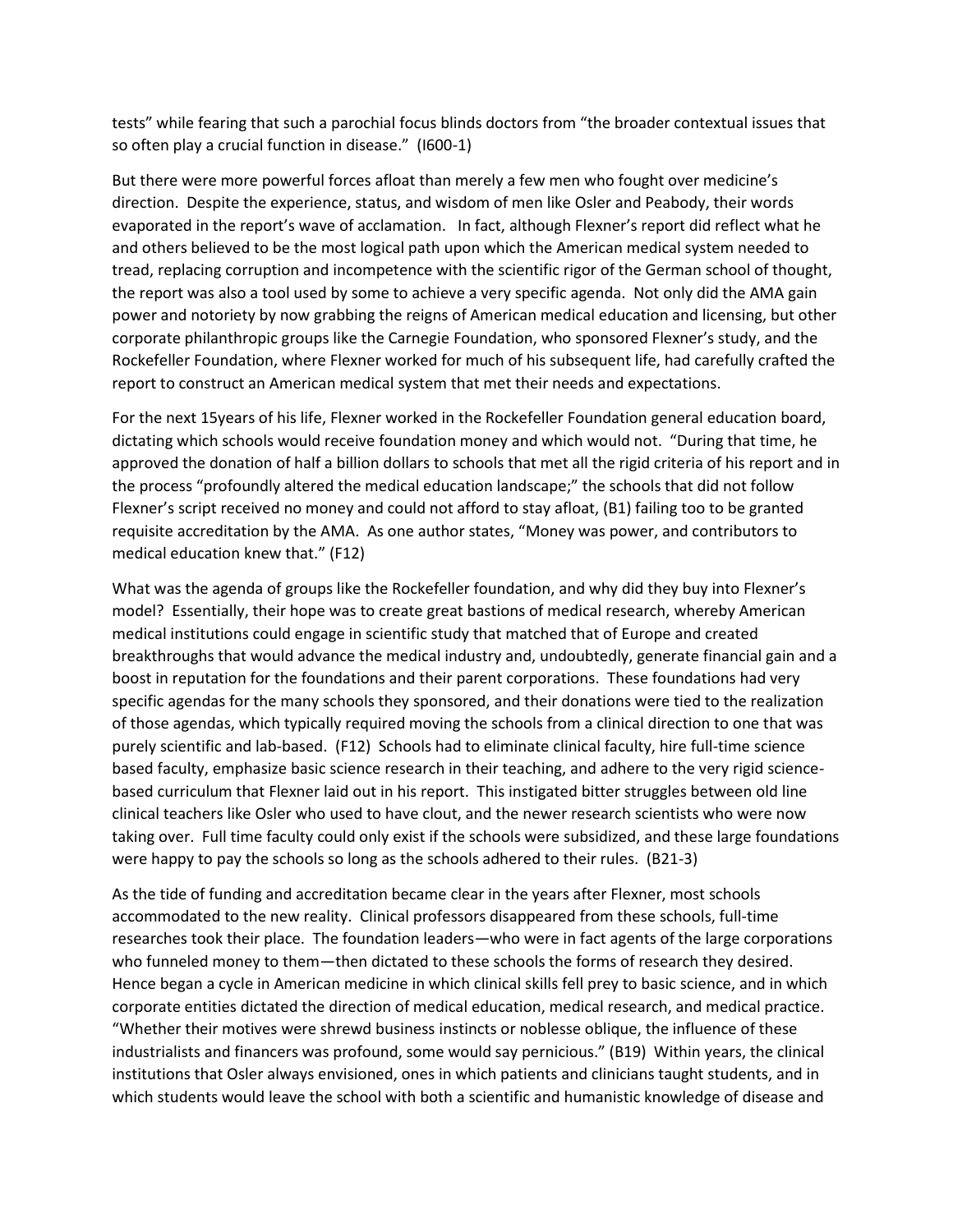tests" while fearing that such a parochial focus blinds doctors from "the broader contextual issues that so often play a crucial function in disease." (I600-1)

But there were more powerful forces afloat than merely a few men who fought over medicine's direction. Despite the experience, status, and wisdom of men like Osler and Peabody, their words evaporated in the report's wave of acclamation. In fact, although Flexner's report did reflect what he and others believed to be the most logical path upon which the American medical system needed to tread, replacing corruption and incompetence with the scientific rigor of the German school of thought, the report was also a tool used by some to achieve a very specific agenda. Not only did the AMA gain power and notoriety by now grabbing the reigns of American medical education and licensing, but other corporate philanthropic groups like the Carnegie Foundation, who sponsored Flexner's study, and the Rockefeller Foundation, where Flexner worked for much of his subsequent life, had carefully crafted the report to construct an American medical system that met their needs and expectations.

For the next 15years of his life, Flexner worked in the Rockefeller Foundation general education board, dictating which schools would receive foundation money and which would not. "During that time, he approved the donation of half a billion dollars to schools that met all the rigid criteria of his report and in the process "profoundly altered the medical education landscape;" the schools that did not follow Flexner's script received no money and could not afford to stay afloat, (B1) failing too to be granted requisite accreditation by the AMA. As one author states, "Money was power, and contributors to medical education knew that." (F12)

What was the agenda of groups like the Rockefeller foundation, and why did they buy into Flexner's model? Essentially, their hope was to create great bastions of medical research, whereby American medical institutions could engage in scientific study that matched that of Europe and created breakthroughs that would advance the medical industry and, undoubtedly, generate financial gain and a boost in reputation for the foundations and their parent corporations. These foundations had very specific agendas for the many schools they sponsored, and their donations were tied to the realization of those agendas, which typically required moving the schools from a clinical direction to one that was purely scientific and lab-based. (F12) Schools had to eliminate clinical faculty, hire full-time science based faculty, emphasize basic science research in their teaching, and adhere to the very rigid science-based curriculum that Flexner laid out in his report. This instigated bitter struggles between old line clinical teachers like Osler who used to have clout, and the newer research scientists who were now taking over. Full time faculty could only exist if the schools were subsidized, and these large foundations were happy to pay the schools so long as the schools adhered to their rules. (B21-3)

As the tide of funding and accreditation became clear in the years after Flexner, most schools accommodated to the new reality. Clinical professors disappeared from these schools, full-time researches took their place. The foundation leaders—who were in fact agents of the large corporations who funneled money to them—then dictated to these schools the forms of research they desired. Hence began a cycle in American medicine in which clinical skills fell prey to basic science, and in which corporate entities dictated the direction of medical education, medical research, and medical practice. "Whether their motives were shrewd business instincts or noblesse oblique, the influence of these industrialists and financers was profound, some would say pernicious." (B19) Within years, the clinical institutions that Osler always envisioned, ones in which patients and clinicians taught students, and in which students would leave the school with both a scientific and humanistic knowledge of disease and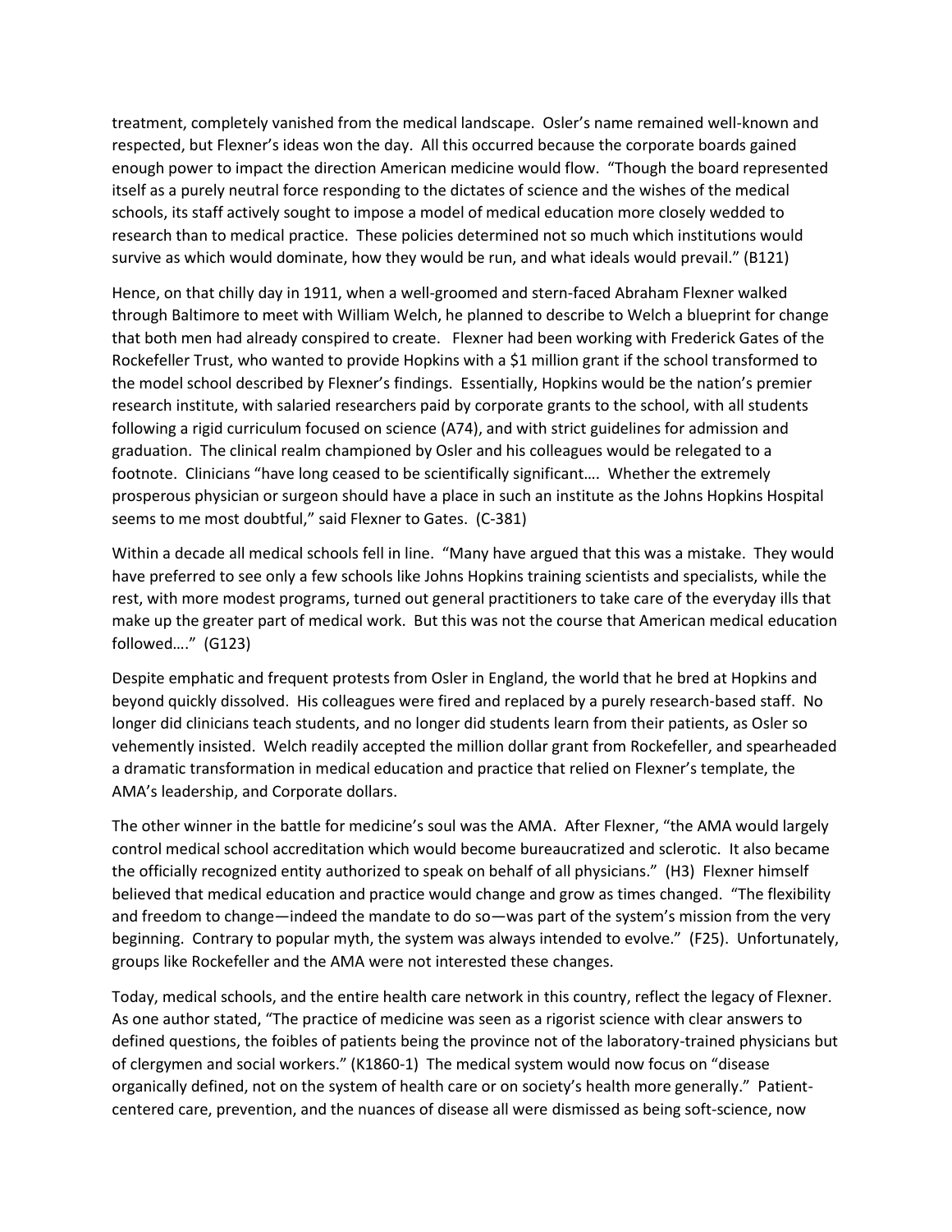treatment, completely vanished from the medical landscape. Osler's name remained well-known and respected, but Flexner's ideas won the day. All this occurred because the corporate boards gained enough power to impact the direction American medicine would flow. "Though the board represented itself as a purely neutral force responding to the dictates of science and the wishes of the medical schools, its staff actively sought to impose a model of medical education more closely wedded to research than to medical practice. These policies determined not so much which institutions would survive as which would dominate, how they would be run, and what ideals would prevail." (B121)

Hence, on that chilly day in 1911, when a well-groomed and stern-faced Abraham Flexner walked through Baltimore to meet with William Welch, he planned to describe to Welch a blueprint for change that both men had already conspired to create. Flexner had been working with Frederick Gates of the Rockefeller Trust, who wanted to provide Hopkins with a $1 million grant if the school transformed to the model school described by Flexner's findings. Essentially, Hopkins would be the nation's premier research institute, with salaried researchers paid by corporate grants to the school, with all students following a rigid curriculum focused on science (A74), and with strict guidelines for admission and graduation. The clinical realm championed by Osler and his colleagues would be relegated to a footnote. Clinicians "have long ceased to be scientifically significant…. Whether the extremely prosperous physician or surgeon should have a place in such an institute as the Johns Hopkins Hospital seems to me most doubtful," said Flexner to Gates. (C-381)

Within a decade all medical schools fell in line. "Many have argued that this was a mistake. They would have preferred to see only a few schools like Johns Hopkins training scientists and specialists, while the rest, with more modest programs, turned out general practitioners to take care of the everyday ills that make up the greater part of medical work. But this was not the course that American medical education followed…." (G123)

Despite emphatic and frequent protests from Osler in England, the world that he bred at Hopkins and beyond quickly dissolved. His colleagues were fired and replaced by a purely research-based staff. No longer did clinicians teach students, and no longer did students learn from their patients, as Osler so vehemently insisted. Welch readily accepted the million dollar grant from Rockefeller, and spearheaded a dramatic transformation in medical education and practice that relied on Flexner's template, the AMA's leadership, and Corporate dollars.

The other winner in the battle for medicine's soul was the AMA. After Flexner, "the AMA would largely control medical school accreditation which would become bureaucratized and sclerotic. It also became the officially recognized entity authorized to speak on behalf of all physicians." (H3) Flexner himself believed that medical education and practice would change and grow as times changed. "The flexibility and freedom to change—indeed the mandate to do so—was part of the system's mission from the very beginning. Contrary to popular myth, the system was always intended to evolve." (F25). Unfortunately, groups like Rockefeller and the AMA were not interested these changes.

Today, medical schools, and the entire health care network in this country, reflect the legacy of Flexner. As one author stated, "The practice of medicine was seen as a rigorist science with clear answers to defined questions, the foibles of patients being the province not of the laboratory-trained physicians but of clergymen and social workers." (K1860-1) The medical system would now focus on "disease organically defined, not on the system of health care or on society's health more generally." Patient-centered care, prevention, and the nuances of disease all were dismissed as being soft-science, now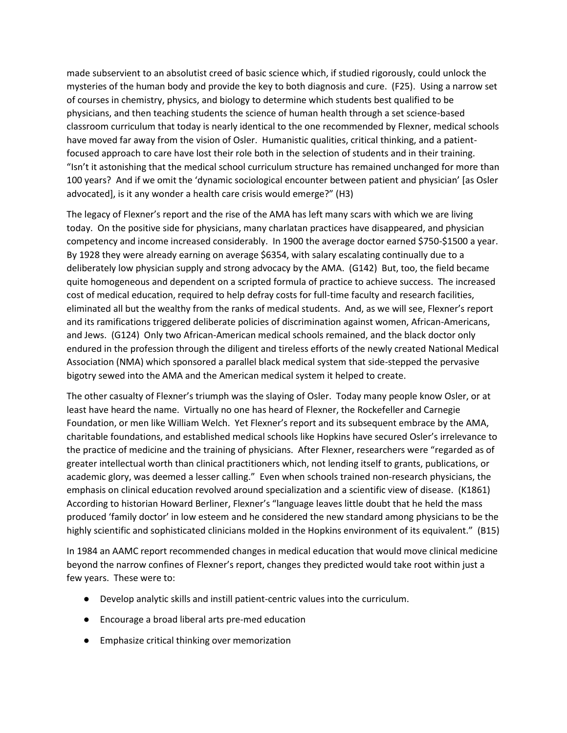made subservient to an absolutist creed of basic science which, if studied rigorously, could unlock the mysteries of the human body and provide the key to both diagnosis and cure. (F25). Using a narrow set of courses in chemistry, physics, and biology to determine which students best qualified to be physicians, and then teaching students the science of human health through a set science-based classroom curriculum that today is nearly identical to the one recommended by Flexner, medical schools have moved far away from the vision of Osler. Humanistic qualities, critical thinking, and a patient-focused approach to care have lost their role both in the selection of students and in their training. "Isn't it astonishing that the medical school curriculum structure has remained unchanged for more than 100 years? And if we omit the 'dynamic sociological encounter between patient and physician' [as Osler advocated], is it any wonder a health care crisis would emerge?" (H3)

The legacy of Flexner's report and the rise of the AMA has left many scars with which we are living today. On the positive side for physicians, many charlatan practices have disappeared, and physician competency and income increased considerably. In 1900 the average doctor earned $750-$1500 a year. By 1928 they were already earning on average $6354, with salary escalating continually due to a deliberately low physician supply and strong advocacy by the AMA. (G142) But, too, the field became quite homogeneous and dependent on a scripted formula of practice to achieve success. The increased cost of medical education, required to help defray costs for full-time faculty and research facilities, eliminated all but the wealthy from the ranks of medical students. And, as we will see, Flexner's report and its ramifications triggered deliberate policies of discrimination against women, African-Americans, and Jews. (G124) Only two African-American medical schools remained, and the black doctor only endured in the profession through the diligent and tireless efforts of the newly created National Medical Association (NMA) which sponsored a parallel black medical system that side-stepped the pervasive bigotry sewed into the AMA and the American medical system it helped to create.

The other casualty of Flexner's triumph was the slaying of Osler. Today many people know Osler, or at least have heard the name. Virtually no one has heard of Flexner, the Rockefeller and Carnegie Foundation, or men like William Welch. Yet Flexner's report and its subsequent embrace by the AMA, charitable foundations, and established medical schools like Hopkins have secured Osler's irrelevance to the practice of medicine and the training of physicians. After Flexner, researchers were "regarded as of greater intellectual worth than clinical practitioners which, not lending itself to grants, publications, or academic glory, was deemed a lesser calling." Even when schools trained non-research physicians, the emphasis on clinical education revolved around specialization and a scientific view of disease. (K1861) According to historian Howard Berliner, Flexner's "language leaves little doubt that he held the mass produced 'family doctor' in low esteem and he considered the new standard among physicians to be the highly scientific and sophisticated clinicians molded in the Hopkins environment of its equivalent." (B15)

In 1984 an AAMC report recommended changes in medical education that would move clinical medicine beyond the narrow confines of Flexner's report, changes they predicted would take root within just a few years. These were to:

- Develop analytic skills and instill patient-centric values into the curriculum.
- Encourage a broad liberal arts pre-med education
- Emphasize critical thinking over memorization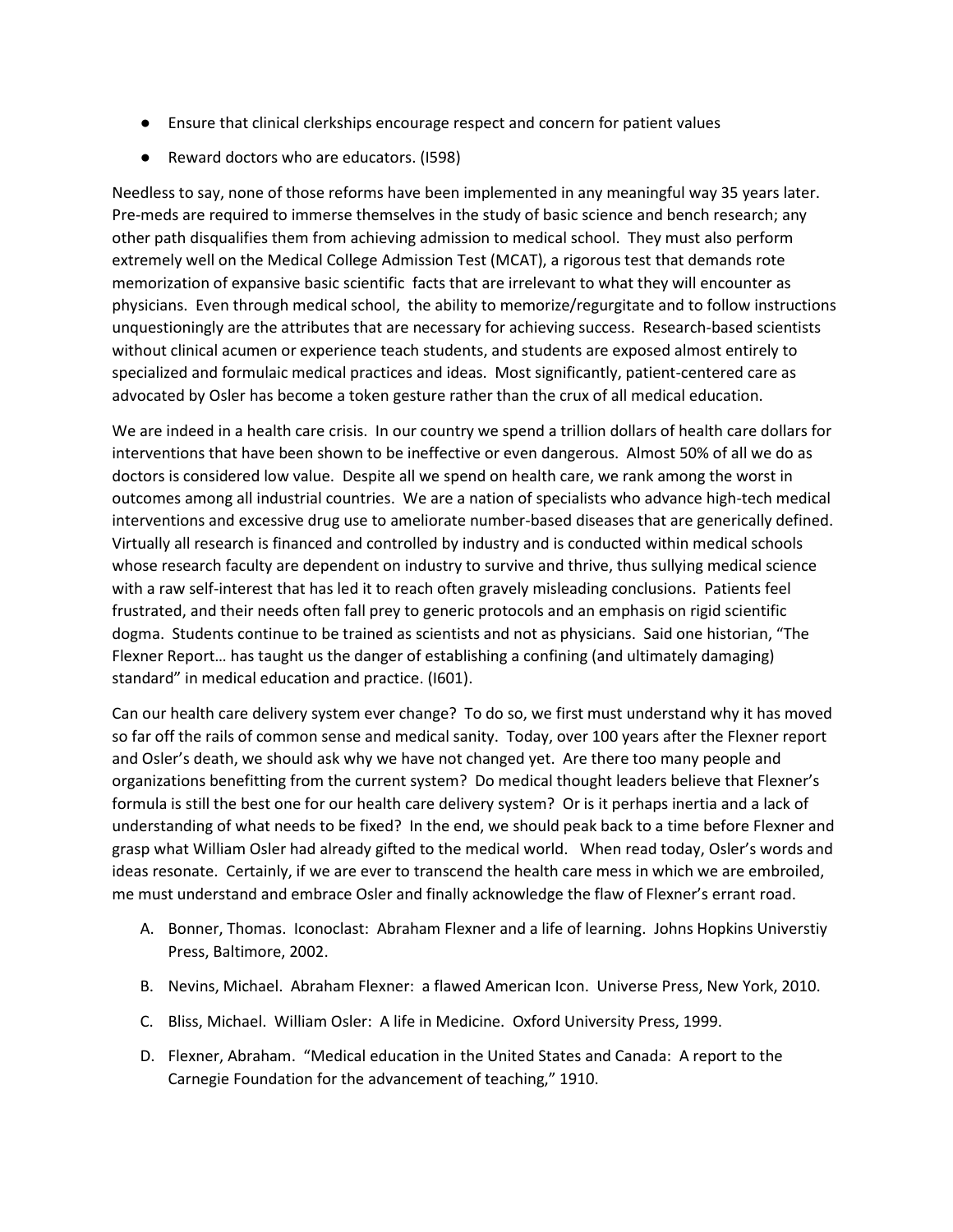- Ensure that clinical clerkships encourage respect and concern for patient values
- Reward doctors who are educators. (I598)

Needless to say, none of those reforms have been implemented in any meaningful way 35 years later. Pre-meds are required to immerse themselves in the study of basic science and bench research; any other path disqualifies them from achieving admission to medical school. They must also perform extremely well on the Medical College Admission Test (MCAT), a rigorous test that demands rote memorization of expansive basic scientific facts that are irrelevant to what they will encounter as physicians. Even through medical school, the ability to memorize/regurgitate and to follow instructions unquestioningly are the attributes that are necessary for achieving success. Research-based scientists without clinical acumen or experience teach students, and students are exposed almost entirely to specialized and formulaic medical practices and ideas. Most significantly, patient-centered care as advocated by Osler has become a token gesture rather than the crux of all medical education.

We are indeed in a health care crisis. In our country we spend a trillion dollars of health care dollars for interventions that have been shown to be ineffective or even dangerous. Almost 50% of all we do as doctors is considered low value. Despite all we spend on health care, we rank among the worst in outcomes among all industrial countries. We are a nation of specialists who advance high-tech medical interventions and excessive drug use to ameliorate number-based diseases that are generically defined. Virtually all research is financed and controlled by industry and is conducted within medical schools whose research faculty are dependent on industry to survive and thrive, thus sullying medical science with a raw self-interest that has led it to reach often gravely misleading conclusions. Patients feel frustrated, and their needs often fall prey to generic protocols and an emphasis on rigid scientific dogma. Students continue to be trained as scientists and not as physicians. Said one historian, "The Flexner Report… has taught us the danger of establishing a confining (and ultimately damaging) standard" in medical education and practice. (I601).

Can our health care delivery system ever change? To do so, we first must understand why it has moved so far off the rails of common sense and medical sanity. Today, over 100 years after the Flexner report and Osler's death, we should ask why we have not changed yet. Are there too many people and organizations benefitting from the current system? Do medical thought leaders believe that Flexner's formula is still the best one for our health care delivery system? Or is it perhaps inertia and a lack of understanding of what needs to be fixed? In the end, we should peak back to a time before Flexner and grasp what William Osler had already gifted to the medical world. When read today, Osler's words and ideas resonate. Certainly, if we are ever to transcend the health care mess in which we are embroiled, me must understand and embrace Osler and finally acknowledge the flaw of Flexner's errant road.

A. Bonner, Thomas. Iconoclast: Abraham Flexner and a life of learning. Johns Hopkins Universtiy Press, Baltimore, 2002.

B. Nevins, Michael. Abraham Flexner: a flawed American Icon. Universe Press, New York, 2010.

C. Bliss, Michael. William Osler: A life in Medicine. Oxford University Press, 1999.

D. Flexner, Abraham. "Medical education in the United States and Canada: A report to the Carnegie Foundation for the advancement of teaching," 1910.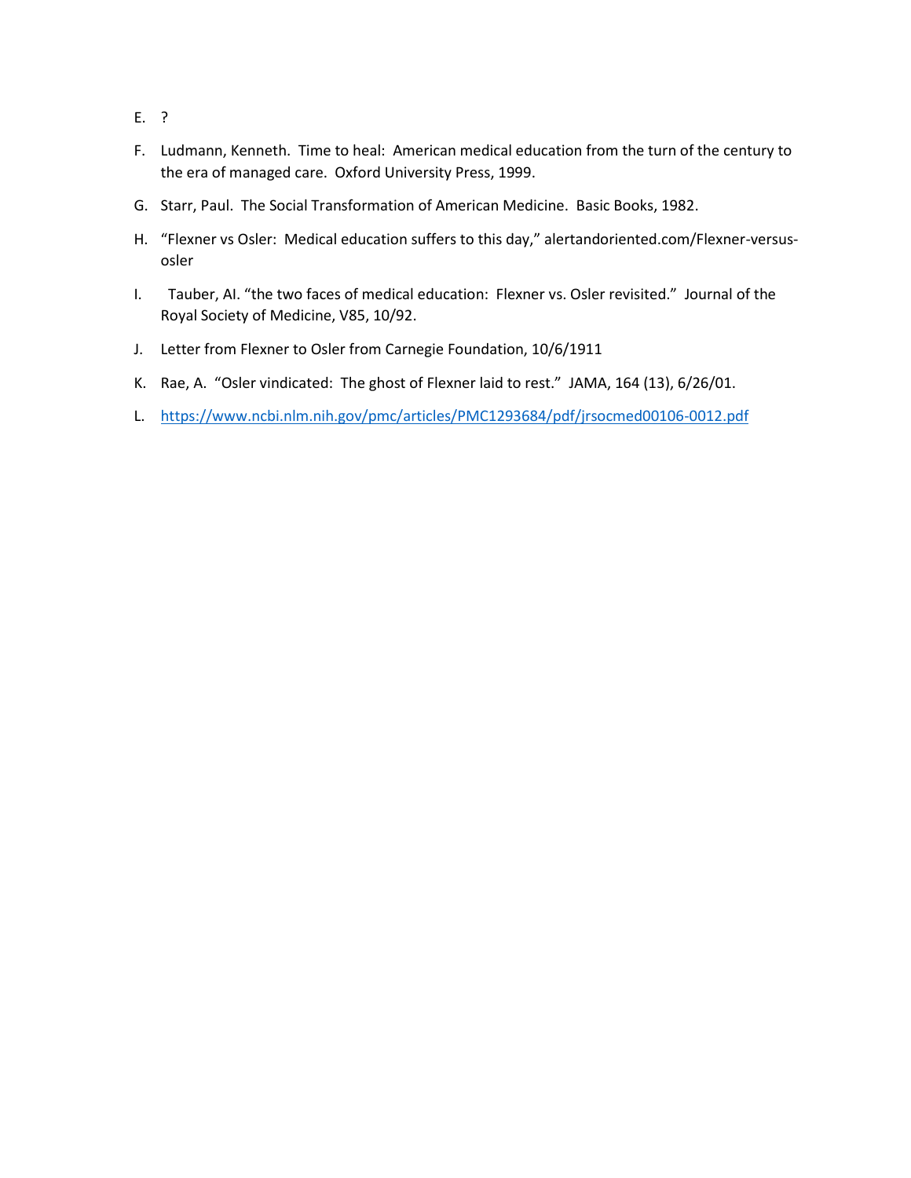E. ?

F. Ludmann, Kenneth. Time to heal: American medical education from the turn of the century to the era of managed care. Oxford University Press, 1999.

G. Starr, Paul. The Social Transformation of American Medicine. Basic Books, 1982.

H. "Flexner vs Osler: Medical education suffers to this day," alertandoriented.com/Flexner-versus-osler

I. Tauber, AI. "the two faces of medical education: Flexner vs. Osler revisited." Journal of the Royal Society of Medicine, V85, 10/92.

J. Letter from Flexner to Osler from Carnegie Foundation, 10/6/1911

K. Rae, A. "Osler vindicated: The ghost of Flexner laid to rest." JAMA, 164 (13), 6/26/01.

L. https://www.ncbi.nlm.nih.gov/pmc/articles/PMC1293684/pdf/jrsocmed00106-0012.pdf